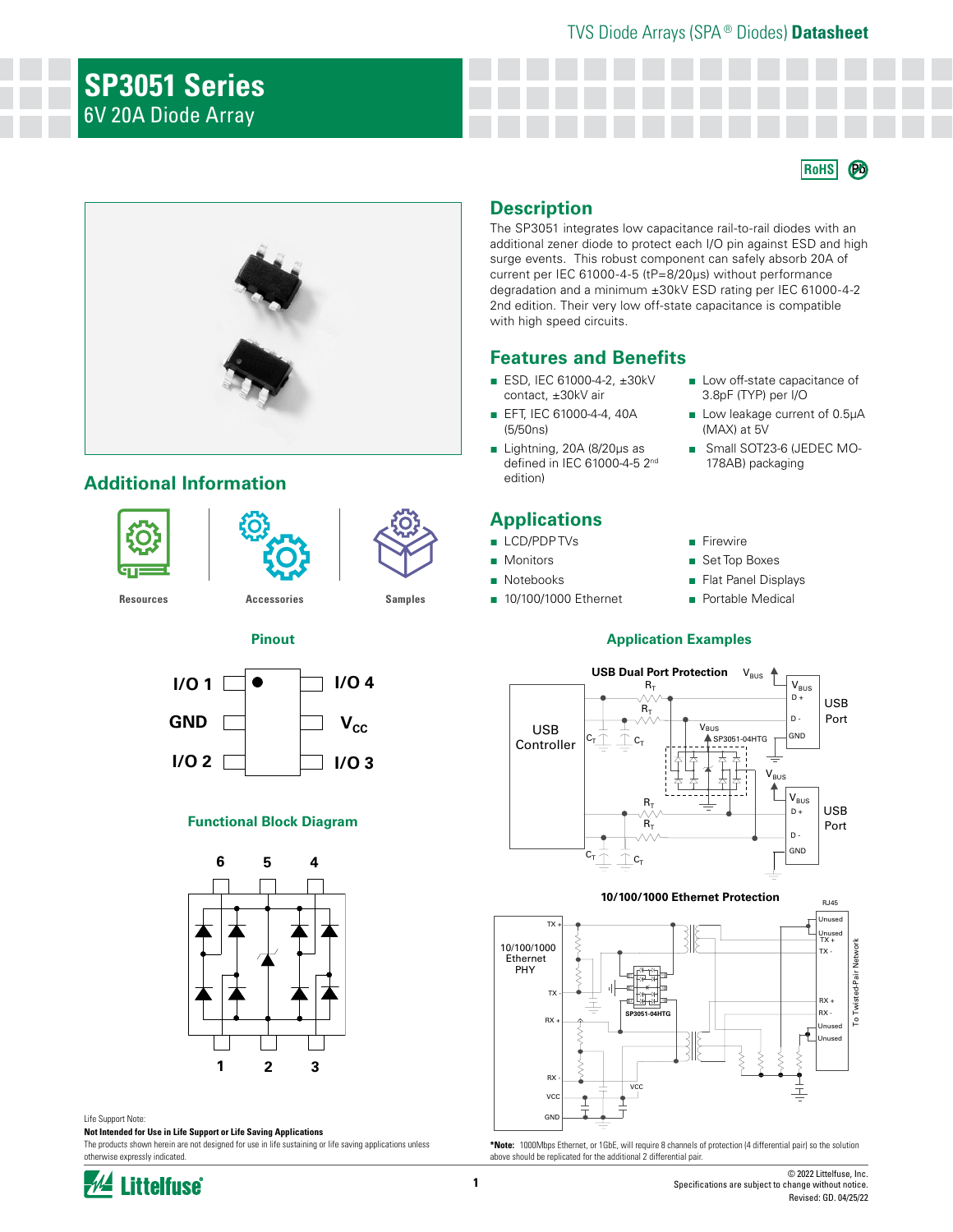TVS Diode Arrays (SPA® Diodes) **Datasheet**

# SP3051 Series

6V 20A Diode Array

RoHS Pb

## Description

The SP3051 integrates low capacitance rail-to-rail diodes with an additional zener diode to protect each I/O pin against ESD and high surge events. This robust component can safely absorb 20A of current per IEC 61000-4-5 (tP=8/20μs) without performance degradation and a minimum ±30kV ESD rating per IEC 61000-4-2 2nd edition. Their very low off-state capacitance is compatible with high speed circuits.

## Features and Benefits

- ESD, IEC 61000-4-2, ±30kV contact, ±30kV air
- EFT, IEC 61000-4-4, 40A (5/50ns)
- Lightning, 20A (8/20μs as defined in IEC 61000-4-5 2nd edition)
- Low off-state capacitance of 3.8pF (TYP) per I/O
- Low leakage current of 0.5μA (MAX) at 5V
- Small SOT23-6 (JEDEC MO-178AB) packaging

## Additional Information

Resources | Accessories | Samples

## Applications

- LCD/PDP TVs
- Monitors
- Notebooks
- 10/100/1000 Ethernet
- Firewire
- Set Top Boxes
- Flat Panel Displays
- Portable Medical

### Pinout

I/O 1, GND, I/O 2 (pins 1–3); I/O 4, $V_{CC}$, I/O 3

### Functional Block Diagram

### Application Examples

**USB Dual Port Protection**

**10/100/1000 Ethernet Protection**

***Note:** 1000Mbps Ethernet, or 1GbE, will require 8 channels of protection (4 differential pair) so the solution above should be replicated for the additional 2 differential pair.

Life Support Note:

**Not Intended for Use in Life Support or Life Saving Applications**

The products shown herein are not designed for use in life sustaining or life saving applications unless otherwise expressly indicated.

© 2022 Littelfuse, Inc.
Specifications are subject to change without notice.
Revised: GD. 04/25/22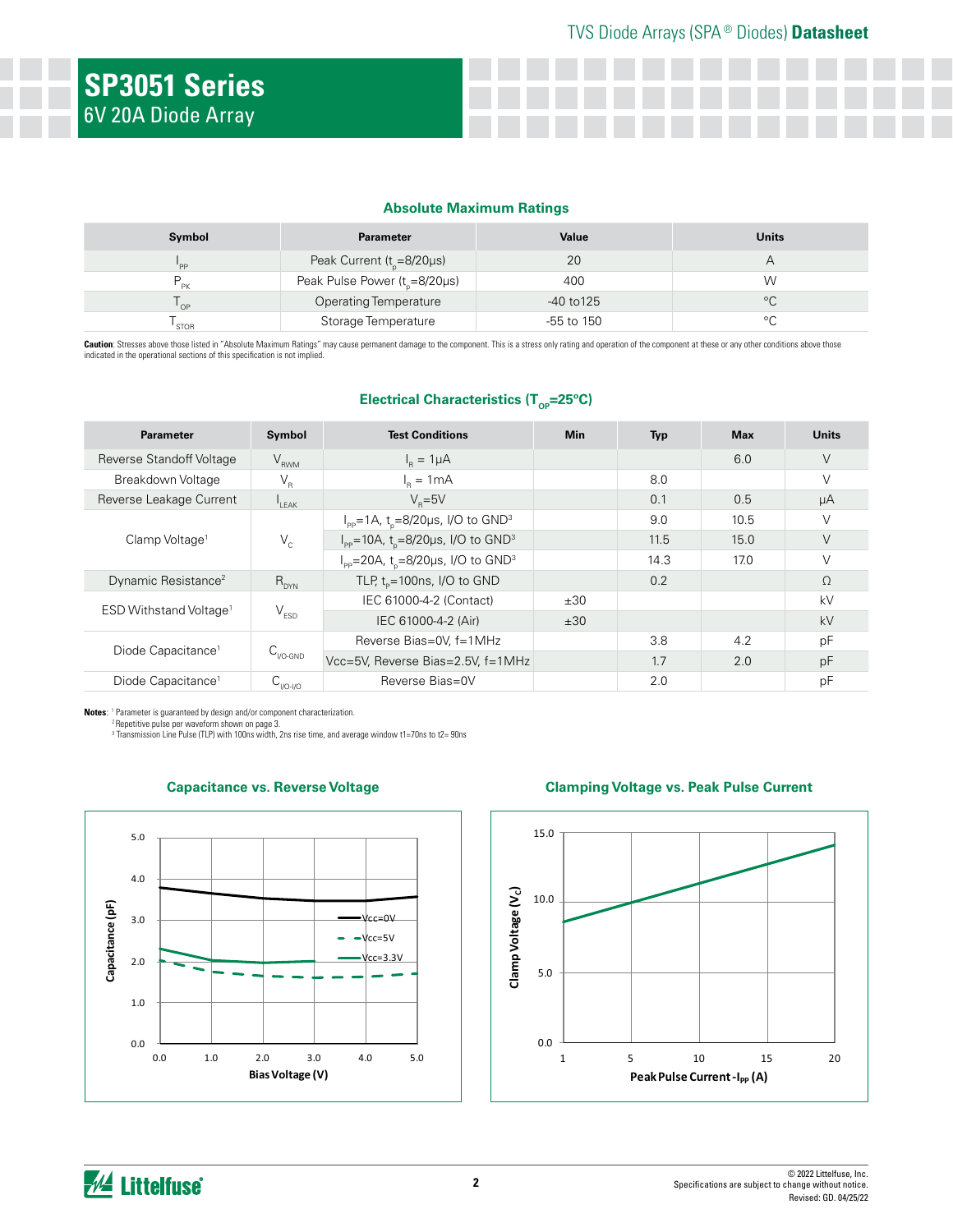# SP3051 Series

6V 20A Diode Array

### Absolute Maximum Ratings

| Symbol | Parameter | Value | Units |
|---|---|---|---|
| $I_{PP}$ | Peak Current ($t_p$=8/20µs) | 20 | A |
| $P_{PK}$ | Peak Pulse Power ($t_p$=8/20µs) | 400 | W |
| $T_{OP}$ | Operating Temperature | -40 to125 | °C |
| $T_{STOR}$ | Storage Temperature | -55 to 150 | °C |

**Caution**: Stresses above those listed in "Absolute Maximum Ratings" may cause permanent damage to the component. This is a stress only rating and operation of the component at these or any other conditions above those indicated in the operational sections of this specification is not implied.

### Electrical Characteristics ($T_{OP}$=25°C)

| Parameter | Symbol | Test Conditions | Min | Typ | Max | Units |
|---|---|---|---|---|---|---|
| Reverse Standoff Voltage | $V_{RWM}$ | $I_R$ = 1µA | | | 6.0 | V |
| Breakdown Voltage | $V_R$ | $I_R$ = 1mA | | 8.0 | | V |
| Reverse Leakage Current | $I_{LEAK}$ | $V_R$=5V | | 0.1 | 0.5 | µA |
| Clamp Voltage[1] | $V_C$ | $I_{PP}$=1A, $t_p$=8/20µs, I/O to GND[3] | | 9.0 | 10.5 | V |
| | | $I_{PP}$=10A, $t_p$=8/20µs, I/O to GND[3] | | 11.5 | 15.0 | V |
| | | $I_{PP}$=20A, $t_p$=8/20µs, I/O to GND[3] | | 14.3 | 17.0 | V |
| Dynamic Resistance[2] | $R_{DYN}$ | TLP, $t_p$=100ns, I/O to GND | | 0.2 | | Ω |
| ESD Withstand Voltage[1] | $V_{ESD}$ | IEC 61000-4-2 (Contact) | ±30 | | | kV |
| | | IEC 61000-4-2 (Air) | ±30 | | | kV |
| Diode Capacitance[1] | $C_{I/O-GND}$ | Reverse Bias=0V, f=1MHz | | 3.8 | 4.2 | pF |
| | | Vcc=5V, Reverse Bias=2.5V, f=1MHz | | 1.7 | 2.0 | pF |
| Diode Capacitance[1] | $C_{I/O-I/O}$ | Reverse Bias=0V | | 2.0 | | pF |

**Notes**: [1] Parameter is guaranteed by design and/or component characterization.
[2] Repetitive pulse per waveform shown on page 3.
[3] Transmission Line Pulse (TLP) with 100ns width, 2ns rise time, and average window t1=70ns to t2= 90ns

### Capacitance vs. Reverse Voltage

### Clamping Voltage vs. Peak Pulse Current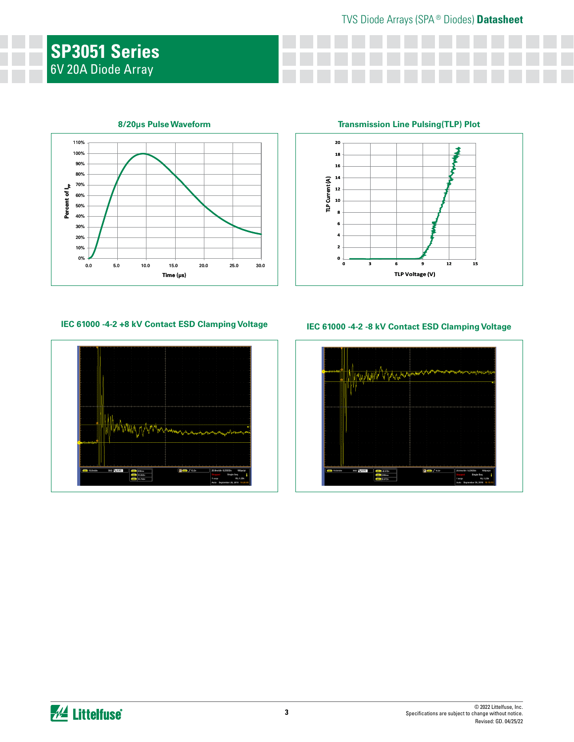# SP3051 Series

6V 20A Diode Array

### 8/20μs Pulse Waveform

### Transmission Line Pulsing(TLP) Plot

### IEC 61000 -4-2 +8 kV Contact ESD Clamping Voltage

### IEC 61000 -4-2 -8 kV Contact ESD Clamping Voltage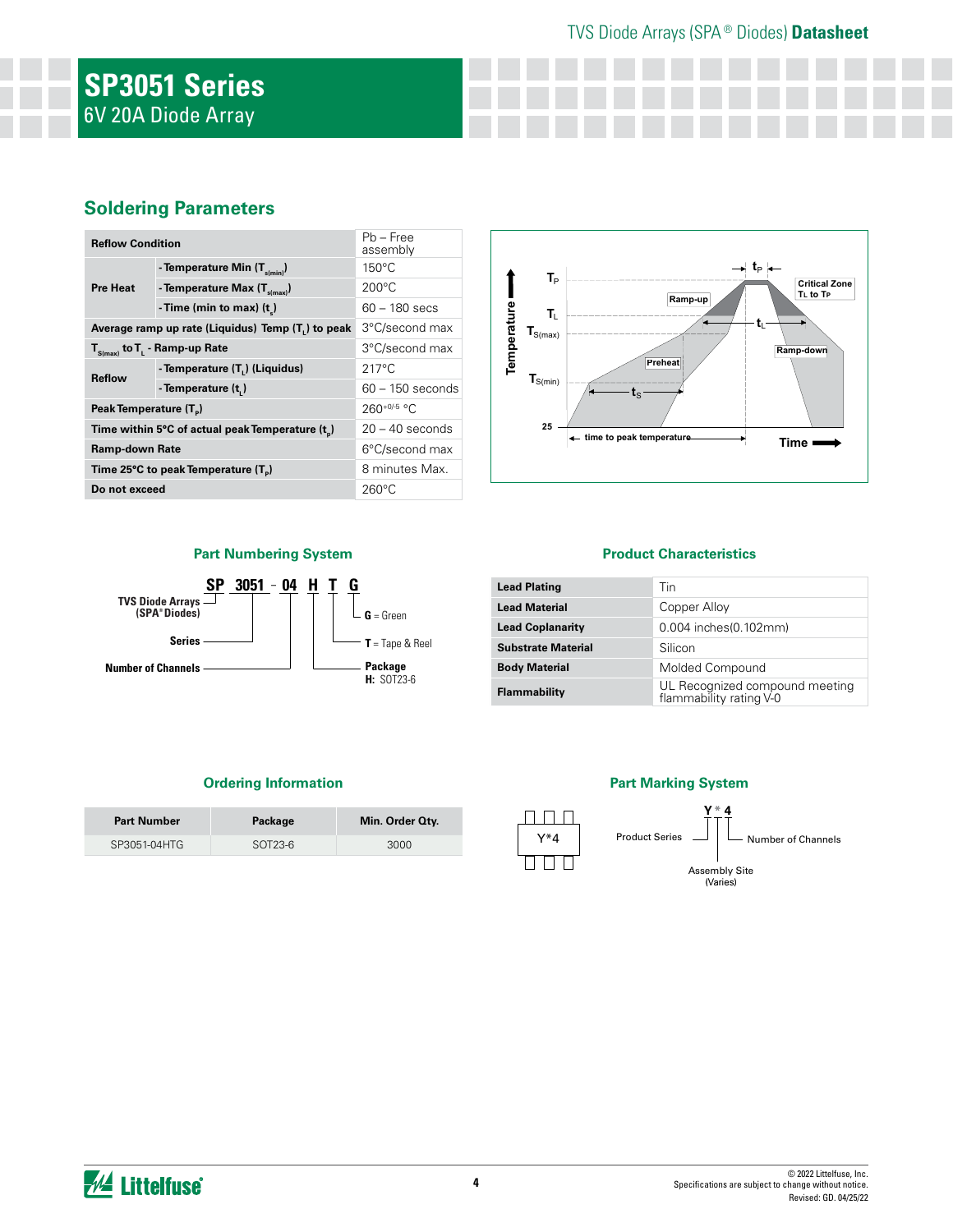# SP3051 Series

6V 20A Diode Array

## Soldering Parameters

| Reflow Condition | | Pb – Free assembly |
|---|---|---|
| Pre Heat | - Temperature Min ($T_{s(min)}$) | 150°C |
| | - Temperature Max ($T_{s(max)}$) | 200°C |
| | - Time (min to max) ($t_s$) | 60 – 180 secs |
| Average ramp up rate (Liquidus) Temp ($T_L$) to peak | | 3°C/second max |
| $T_{S(max)}$ to $T_L$ - Ramp-up Rate | | 3°C/second max |
| Reflow | - Temperature ($T_L$) (Liquidus) | 217°C |
| | - Temperature ($t_L$) | 60 – 150 seconds |
| Peak Temperature ($T_P$) | | $260^{+0/-5}$ °C |
| Time within 5°C of actual peak Temperature ($t_p$) | | 20 – 40 seconds |
| Ramp-down Rate | | 6°C/second max |
| Time 25°C to peak Temperature ($T_P$) | | 8 minutes Max. |
| Do not exceed | | 260°C |

## Part Numbering System

**SP 3051 - 04 H T G**

- **SP**: TVS Diode Arrays (SPA® Diodes)
- **3051**: Series
- **04**: Number of Channels
- **H**: Package — H: SOT23-6
- **T**: T = Tape & Reel
- **G**: G = Green

## Product Characteristics

| Lead Plating | Tin |
|---|---|
| Lead Material | Copper Alloy |
| Lead Coplanarity | 0.004 inches(0.102mm) |
| Substrate Material | Silicon |
| Body Material | Molded Compound |
| Flammability | UL Recognized compound meeting flammability rating V-0 |

## Ordering Information

| Part Number | Package | Min. Order Qty. |
|---|---|---|
| SP3051-04HTG | SOT23-6 | 3000 |

## Part Marking System

Y*4

- Y: Product Series
- *: Assembly Site (Varies)
- 4: Number of Channels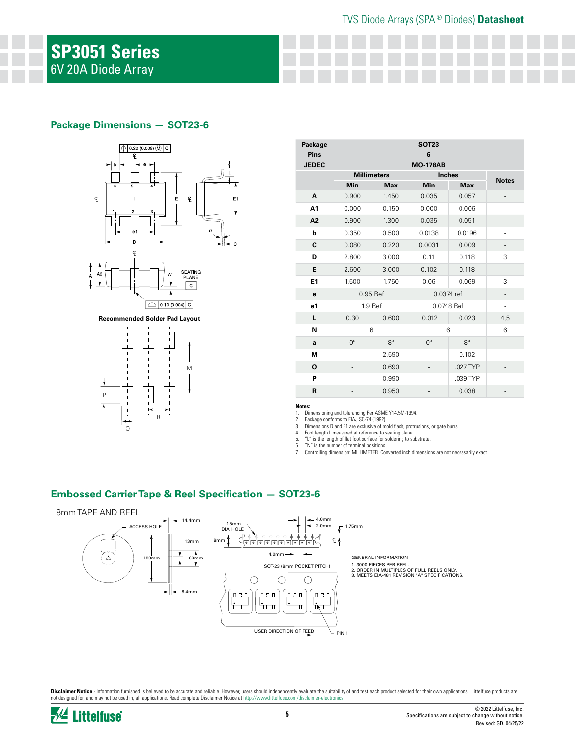# SP3051 Series

6V 20A Diode Array

## Package Dimensions — SOT23-6

Recommended Solder Pad Layout

| Package | SOT23 | | | | |
|---|---|---|---|---|---|
| Pins | 6 | | | | |
| JEDEC | MO-178AB | | | | |
| | Millimeters | | Inches | | Notes |
| | Min | Max | Min | Max | |
| A | 0.900 | 1.450 | 0.035 | 0.057 | - |
| A1 | 0.000 | 0.150 | 0.000 | 0.006 | - |
| A2 | 0.900 | 1.300 | 0.035 | 0.051 | - |
| b | 0.350 | 0.500 | 0.0138 | 0.0196 | - |
| C | 0.080 | 0.220 | 0.0031 | 0.009 | - |
| D | 2.800 | 3.000 | 0.11 | 0.118 | 3 |
| E | 2.600 | 3.000 | 0.102 | 0.118 | - |
| E1 | 1.500 | 1.750 | 0.06 | 0.069 | 3 |
| e | 0.95 Ref | | 0.0374 ref | | - |
| e1 | 1.9 Ref | | 0.0748 Ref | | - |
| L | 0.30 | 0.600 | 0.012 | 0.023 | 4,5 |
| N | 6 | | 6 | | 6 |
| a | 0º | 8º | 0º | 8º | - |
| M | - | 2.590 | - | 0.102 | - |
| O | - | 0.690 | - | .027 TYP | - |
| P | - | 0.990 | - | .039 TYP | - |
| R | - | 0.950 | - | 0.038 | - |

**Notes:**

1. Dimensioning and tolerancing Per ASME Y14.5M-1994.
2. Package conforms to EIAJ SC-74 (1992).
3. Dimensions D and E1 are exclusive of mold flash, protrusions, or gate burrs.
4. Foot length L measured at reference to seating plane.
5. "L" is the length of flat foot surface for soldering to substrate.
6. "N" is the number of terminal positions.
7. Controlling dimension: MILLIMETER. Converted inch dimensions are not necessarily exact.

## Embossed Carrier Tape & Reel Specification — SOT23-6

8mm TAPE AND REEL

ACCESS HOLE
14.4mm
13mm
180mm
60mm
8.4mm
1.5mm DIA. HOLE
4.0mm
2.0mm
1.75mm
8mm
4.0mm
SOT-23 (8mm POCKET PITCH)
USER DIRECTION OF FEED
PIN 1

GENERAL INFORMATION

1. 3000 PIECES PER REEL.
2. ORDER IN MULTIPLES OF FULL REELS ONLY.
3. MEETS EIA-481 REVISION "A" SPECIFICATIONS.

**Disclaimer Notice** - Information furnished is believed to be accurate and reliable. However, users should independently evaluate the suitability of and test each product selected for their own applications. Littelfuse products are not designed for, and may not be used in, all applications. Read complete Disclaimer Notice at http://www.littelfuse.com/disclaimer-electronics.

© 2022 Littelfuse, Inc.
Specifications are subject to change without notice.
Revised: GD. 04/25/22